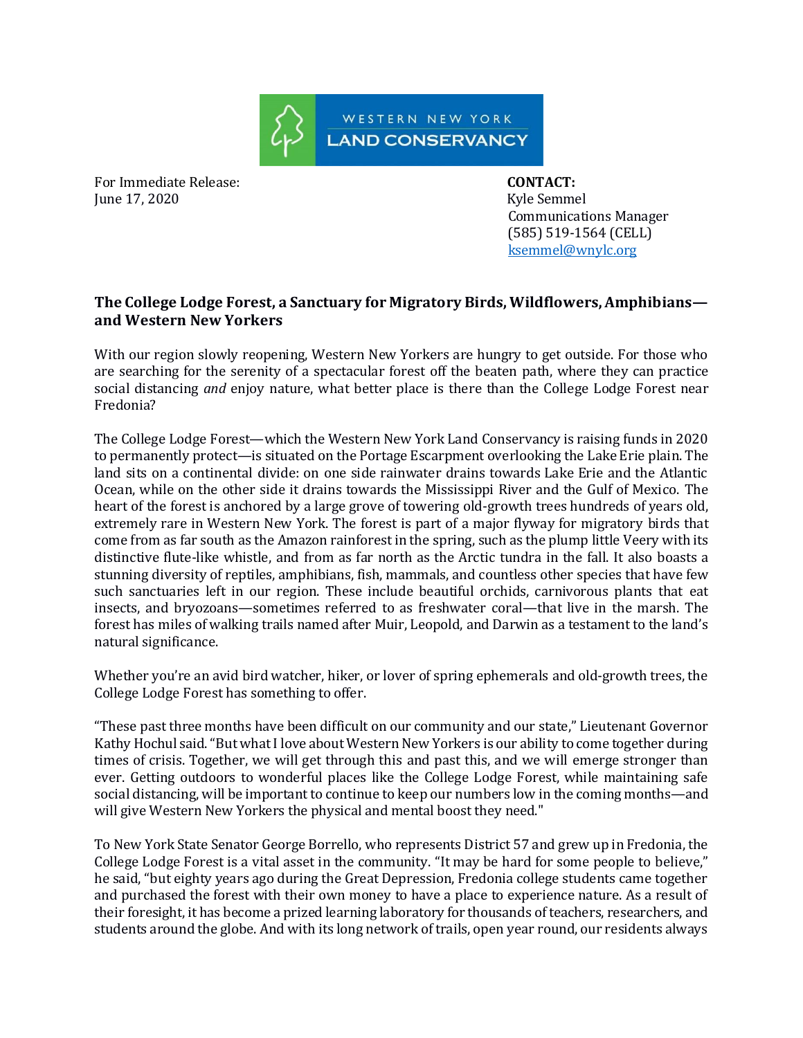WESTERN NEW YORK LAND CONSERVANCY

For Immediate Release:
June 17, 2020

**CONTACT:**
Kyle Semmel
Communications Manager
(585) 519-1564 (CELL)
[ksemmel@wnylc.org](mailto:ksemmel@wnylc.org)

## The College Lodge Forest, a Sanctuary for Migratory Birds, Wildflowers, Amphibians—and Western New Yorkers

With our region slowly reopening, Western New Yorkers are hungry to get outside. For those who are searching for the serenity of a spectacular forest off the beaten path, where they can practice social distancing *and* enjoy nature, what better place is there than the College Lodge Forest near Fredonia?

The College Lodge Forest—which the Western New York Land Conservancy is raising funds in 2020 to permanently protect—is situated on the Portage Escarpment overlooking the Lake Erie plain. The land sits on a continental divide: on one side rainwater drains towards Lake Erie and the Atlantic Ocean, while on the other side it drains towards the Mississippi River and the Gulf of Mexico. The heart of the forest is anchored by a large grove of towering old-growth trees hundreds of years old, extremely rare in Western New York. The forest is part of a major flyway for migratory birds that come from as far south as the Amazon rainforest in the spring, such as the plump little Veery with its distinctive flute-like whistle, and from as far north as the Arctic tundra in the fall. It also boasts a stunning diversity of reptiles, amphibians, fish, mammals, and countless other species that have few such sanctuaries left in our region. These include beautiful orchids, carnivorous plants that eat insects, and bryozoans—sometimes referred to as freshwater coral—that live in the marsh. The forest has miles of walking trails named after Muir, Leopold, and Darwin as a testament to the land's natural significance.

Whether you're an avid bird watcher, hiker, or lover of spring ephemerals and old-growth trees, the College Lodge Forest has something to offer.

"These past three months have been difficult on our community and our state," Lieutenant Governor Kathy Hochul said. "But what I love about Western New Yorkers is our ability to come together during times of crisis. Together, we will get through this and past this, and we will emerge stronger than ever. Getting outdoors to wonderful places like the College Lodge Forest, while maintaining safe social distancing, will be important to continue to keep our numbers low in the coming months—and will give Western New Yorkers the physical and mental boost they need."

To New York State Senator George Borrello, who represents District 57 and grew up in Fredonia, the College Lodge Forest is a vital asset in the community. "It may be hard for some people to believe," he said, "but eighty years ago during the Great Depression, Fredonia college students came together and purchased the forest with their own money to have a place to experience nature. As a result of their foresight, it has become a prized learning laboratory for thousands of teachers, researchers, and students around the globe. And with its long network of trails, open year round, our residents always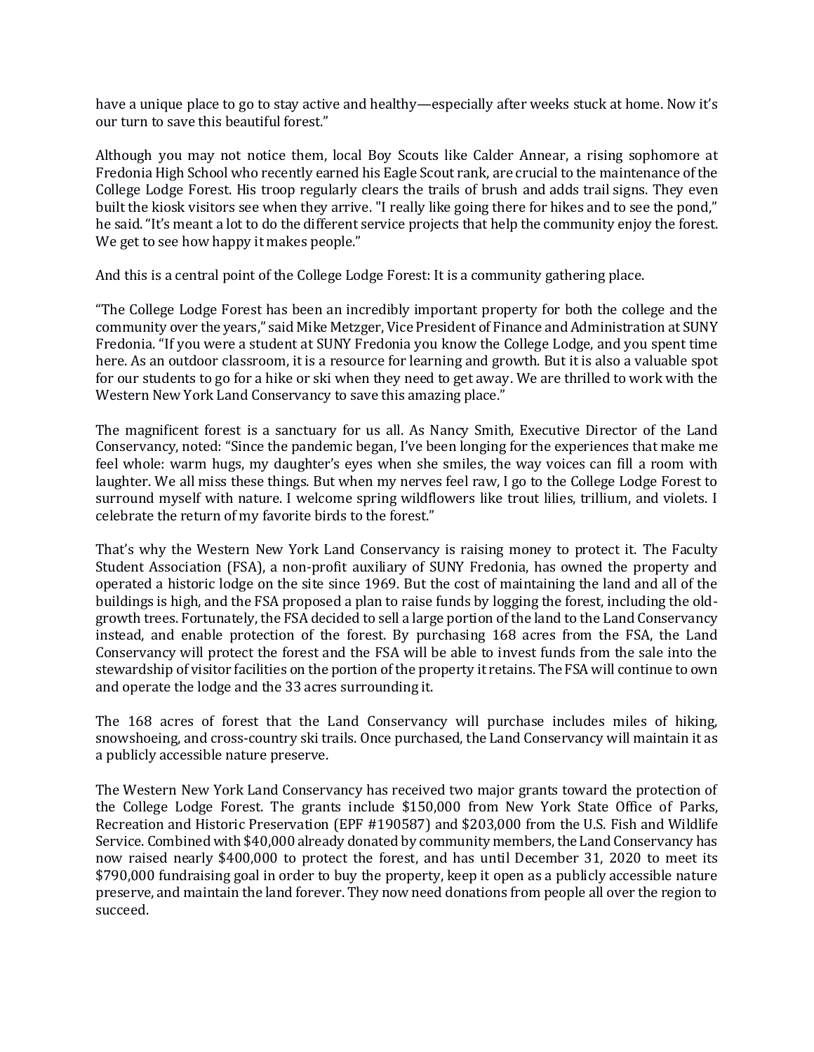have a unique place to go to stay active and healthy—especially after weeks stuck at home. Now it's our turn to save this beautiful forest."

Although you may not notice them, local Boy Scouts like Calder Annear, a rising sophomore at Fredonia High School who recently earned his Eagle Scout rank, are crucial to the maintenance of the College Lodge Forest. His troop regularly clears the trails of brush and adds trail signs. They even built the kiosk visitors see when they arrive. "I really like going there for hikes and to see the pond," he said. "It's meant a lot to do the different service projects that help the community enjoy the forest. We get to see how happy it makes people."

And this is a central point of the College Lodge Forest: It is a community gathering place.

"The College Lodge Forest has been an incredibly important property for both the college and the community over the years," said Mike Metzger, Vice President of Finance and Administration at SUNY Fredonia. "If you were a student at SUNY Fredonia you know the College Lodge, and you spent time here. As an outdoor classroom, it is a resource for learning and growth. But it is also a valuable spot for our students to go for a hike or ski when they need to get away. We are thrilled to work with the Western New York Land Conservancy to save this amazing place."

The magnificent forest is a sanctuary for us all. As Nancy Smith, Executive Director of the Land Conservancy, noted: "Since the pandemic began, I've been longing for the experiences that make me feel whole: warm hugs, my daughter's eyes when she smiles, the way voices can fill a room with laughter. We all miss these things. But when my nerves feel raw, I go to the College Lodge Forest to surround myself with nature. I welcome spring wildflowers like trout lilies, trillium, and violets. I celebrate the return of my favorite birds to the forest."

That's why the Western New York Land Conservancy is raising money to protect it. The Faculty Student Association (FSA), a non-profit auxiliary of SUNY Fredonia, has owned the property and operated a historic lodge on the site since 1969. But the cost of maintaining the land and all of the buildings is high, and the FSA proposed a plan to raise funds by logging the forest, including the old-growth trees. Fortunately, the FSA decided to sell a large portion of the land to the Land Conservancy instead, and enable protection of the forest. By purchasing 168 acres from the FSA, the Land Conservancy will protect the forest and the FSA will be able to invest funds from the sale into the stewardship of visitor facilities on the portion of the property it retains. The FSA will continue to own and operate the lodge and the 33 acres surrounding it.

The 168 acres of forest that the Land Conservancy will purchase includes miles of hiking, snowshoeing, and cross-country ski trails. Once purchased, the Land Conservancy will maintain it as a publicly accessible nature preserve.

The Western New York Land Conservancy has received two major grants toward the protection of the College Lodge Forest. The grants include $150,000 from New York State Office of Parks, Recreation and Historic Preservation (EPF #190587) and $203,000 from the U.S. Fish and Wildlife Service. Combined with $40,000 already donated by community members, the Land Conservancy has now raised nearly $400,000 to protect the forest, and has until December 31, 2020 to meet its $790,000 fundraising goal in order to buy the property, keep it open as a publicly accessible nature preserve, and maintain the land forever. They now need donations from people all over the region to succeed.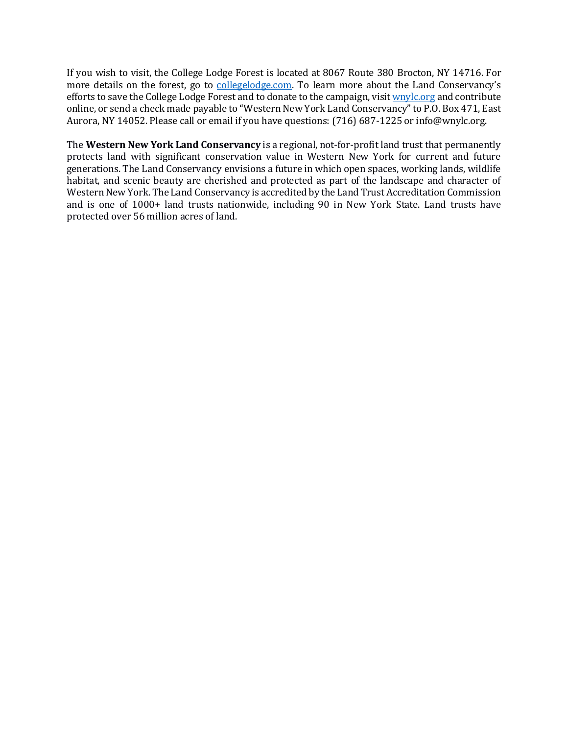If you wish to visit, the College Lodge Forest is located at 8067 Route 380 Brocton, NY 14716. For more details on the forest, go to [collegelodge.com](collegelodge.com). To learn more about the Land Conservancy's efforts to save the College Lodge Forest and to donate to the campaign, visit [wnylc.org](wnylc.org) and contribute online, or send a check made payable to "Western New York Land Conservancy" to P.O. Box 471, East Aurora, NY 14052. Please call or email if you have questions: (716) 687-1225 or info@wnylc.org.

The **Western New York Land Conservancy** is a regional, not-for-profit land trust that permanently protects land with significant conservation value in Western New York for current and future generations. The Land Conservancy envisions a future in which open spaces, working lands, wildlife habitat, and scenic beauty are cherished and protected as part of the landscape and character of Western New York. The Land Conservancy is accredited by the Land Trust Accreditation Commission and is one of 1000+ land trusts nationwide, including 90 in New York State. Land trusts have protected over 56 million acres of land.